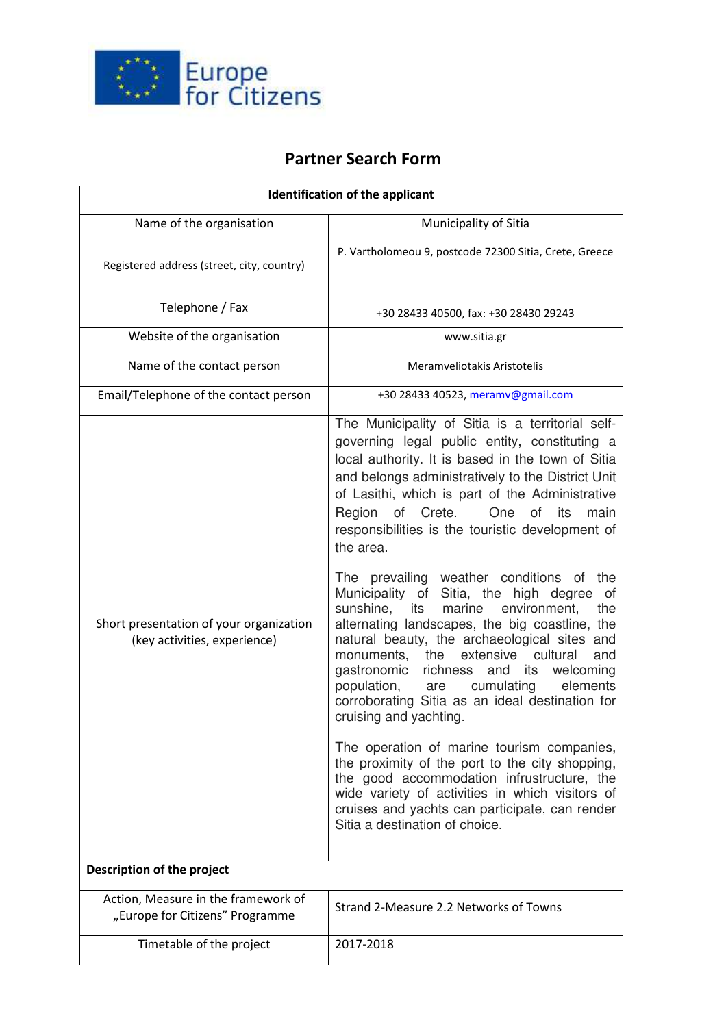Europe for Citizens

# Partner Search Form

| Identification of the applicant | |
|---|---|
| Name of the organisation | Municipality of Sitia |
| Registered address (street, city, country) | P. Vartholomeou 9, postcode 72300 Sitia, Crete, Greece |
| Telephone / Fax | +30 28433 40500, fax: +30 28430 29243 |
| Website of the organisation | www.sitia.gr |
| Name of the contact person | Meramveliotakis Aristotelis |
| Email/Telephone of the contact person | +30 28433 40523, meramv@gmail.com |
| Short presentation of your organization (key activities, experience) | The Municipality of Sitia is a territorial self-governing legal public entity, constituting a local authority. It is based in the town of Sitia and belongs administratively to the District Unit of Lasithi, which is part of the Administrative Region of Crete. One of its main responsibilities is the touristic development of the area.<br><br>The prevailing weather conditions of the Municipality of Sitia, the high degree of sunshine, its marine environment, the alternating landscapes, the big coastline, the natural beauty, the archaeological sites and monuments, the extensive cultural and gastronomic richness and its welcoming population, are cumulating elements corroborating Sitia as an ideal destination for cruising and yachting.<br><br>The operation of marine tourism companies, the proximity of the port to the city shopping, the good accommodation infrustructure, the wide variety of activities in which visitors of cruises and yachts can participate, can render Sitia a destination of choice. |
| **Description of the project** | |
| Action, Measure in the framework of „Europe for Citizens" Programme | Strand 2-Measure 2.2 Networks of Towns |
| Timetable of the project | 2017-2018 |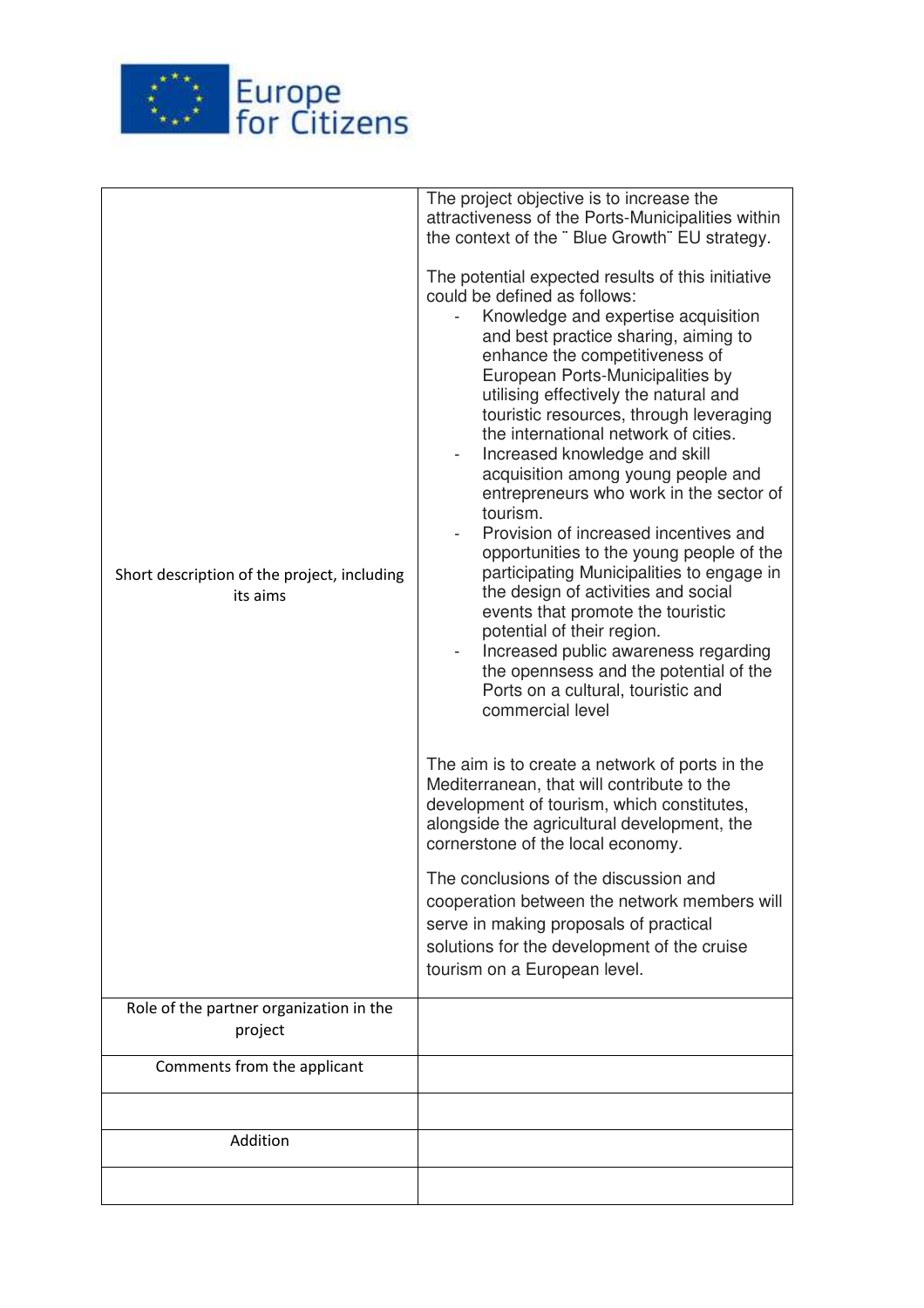| | |
|---|---|
| Short description of the project, including its aims | The project objective is to increase the attractiveness of the Ports-Municipalities within the context of the ¨ Blue Growth¨ EU strategy.<br><br>The potential expected results of this initiative could be defined as follows:<br>- Knowledge and expertise acquisition and best practice sharing, aiming to enhance the competitiveness of European Ports-Municipalities by utilising effectively the natural and touristic resources, through leveraging the international network of cities.<br>- Increased knowledge and skill acquisition among young people and entrepreneurs who work in the sector of tourism.<br>- Provision of increased incentives and opportunities to the young people of the participating Municipalities to engage in the design of activities and social events that promote the touristic potential of their region.<br>- Increased public awareness regarding the opennsess and the potential of the Ports on a cultural, touristic and commercial level<br><br>The aim is to create a network of ports in the Mediterranean, that will contribute to the development of tourism, which constitutes, alongside the agricultural development, the cornerstone of the local economy.<br><br>The conclusions of the discussion and cooperation between the network members will serve in making proposals of practical solutions for the development of the cruise tourism on a European level. |
| Role of the partner organization in the project | |
| Comments from the applicant | |
| | |
| Addition | |
| | |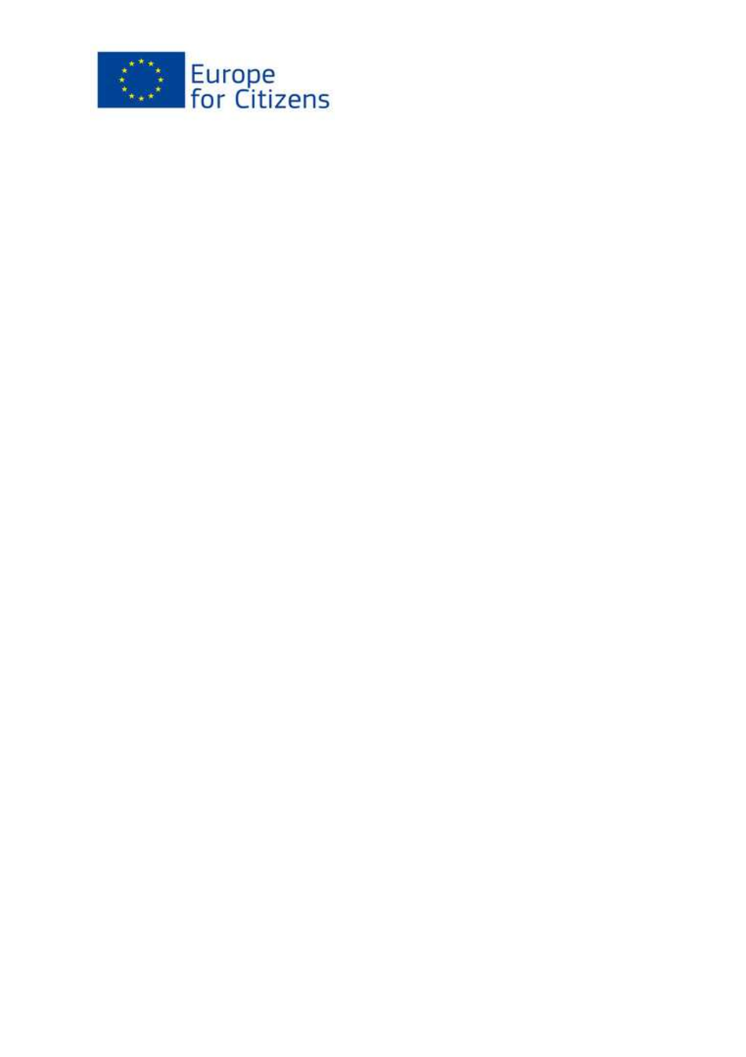Europe for Citizens